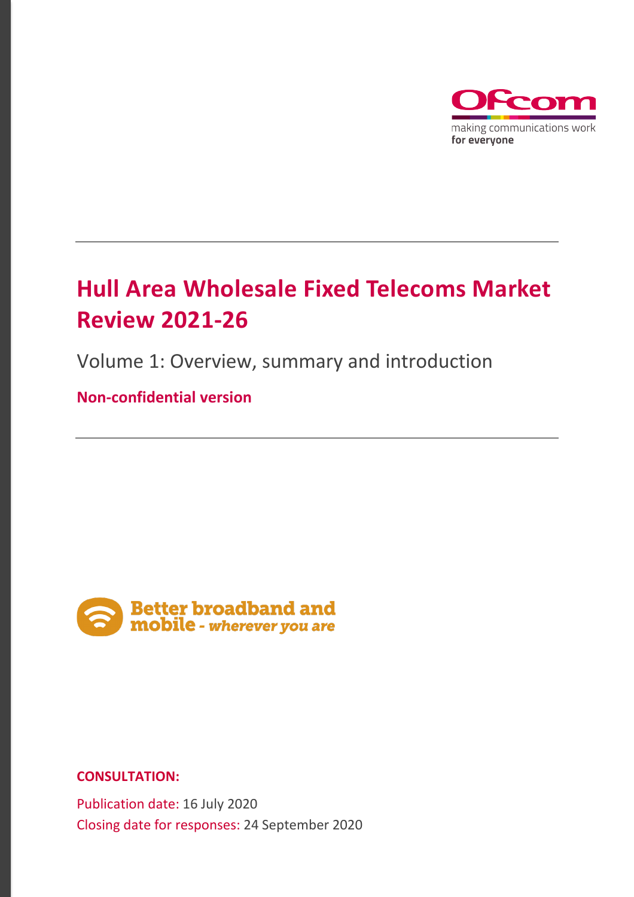Ofcom

making communications work
for everyone

# Hull Area Wholesale Fixed Telecoms Market Review 2021-26

Volume 1: Overview, summary and introduction

**Non-confidential version**

Better broadband and mobile - *wherever you are*

**CONSULTATION:**

Publication date: 16 July 2020

Closing date for responses: 24 September 2020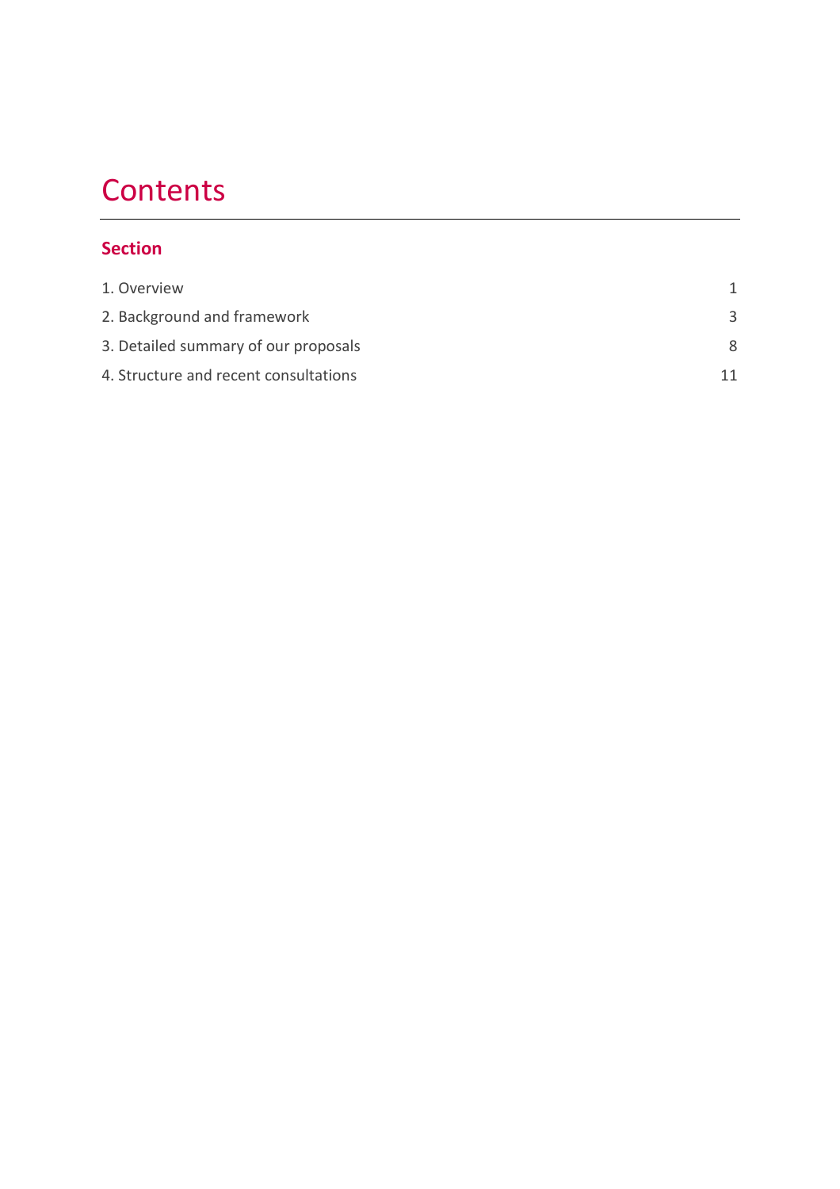# Contents

**Section**

| | |
|---|---|
| 1. Overview | 1 |
| 2. Background and framework | 3 |
| 3. Detailed summary of our proposals | 8 |
| 4. Structure and recent consultations | 11 |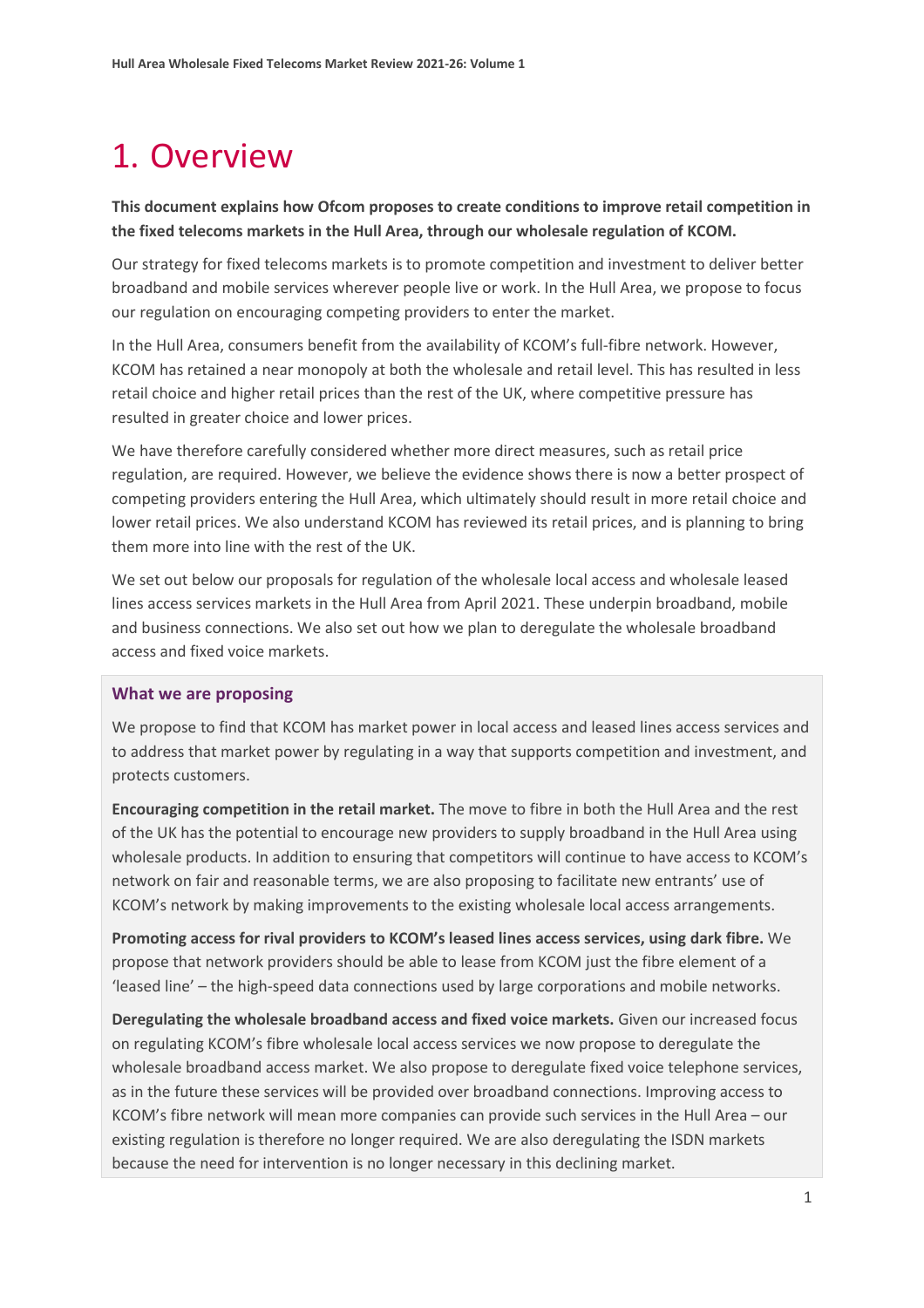# 1. Overview

**This document explains how Ofcom proposes to create conditions to improve retail competition in the fixed telecoms markets in the Hull Area, through our wholesale regulation of KCOM.**

Our strategy for fixed telecoms markets is to promote competition and investment to deliver better broadband and mobile services wherever people live or work. In the Hull Area, we propose to focus our regulation on encouraging competing providers to enter the market.

In the Hull Area, consumers benefit from the availability of KCOM's full-fibre network. However, KCOM has retained a near monopoly at both the wholesale and retail level. This has resulted in less retail choice and higher retail prices than the rest of the UK, where competitive pressure has resulted in greater choice and lower prices.

We have therefore carefully considered whether more direct measures, such as retail price regulation, are required. However, we believe the evidence shows there is now a better prospect of competing providers entering the Hull Area, which ultimately should result in more retail choice and lower retail prices. We also understand KCOM has reviewed its retail prices, and is planning to bring them more into line with the rest of the UK.

We set out below our proposals for regulation of the wholesale local access and wholesale leased lines access services markets in the Hull Area from April 2021. These underpin broadband, mobile and business connections. We also set out how we plan to deregulate the wholesale broadband access and fixed voice markets.

### What we are proposing

We propose to find that KCOM has market power in local access and leased lines access services and to address that market power by regulating in a way that supports competition and investment, and protects customers.

**Encouraging competition in the retail market.** The move to fibre in both the Hull Area and the rest of the UK has the potential to encourage new providers to supply broadband in the Hull Area using wholesale products. In addition to ensuring that competitors will continue to have access to KCOM's network on fair and reasonable terms, we are also proposing to facilitate new entrants' use of KCOM's network by making improvements to the existing wholesale local access arrangements.

**Promoting access for rival providers to KCOM's leased lines access services, using dark fibre.** We propose that network providers should be able to lease from KCOM just the fibre element of a 'leased line' – the high-speed data connections used by large corporations and mobile networks.

**Deregulating the wholesale broadband access and fixed voice markets.** Given our increased focus on regulating KCOM's fibre wholesale local access services we now propose to deregulate the wholesale broadband access market. We also propose to deregulate fixed voice telephone services, as in the future these services will be provided over broadband connections. Improving access to KCOM's fibre network will mean more companies can provide such services in the Hull Area – our existing regulation is therefore no longer required. We are also deregulating the ISDN markets because the need for intervention is no longer necessary in this declining market.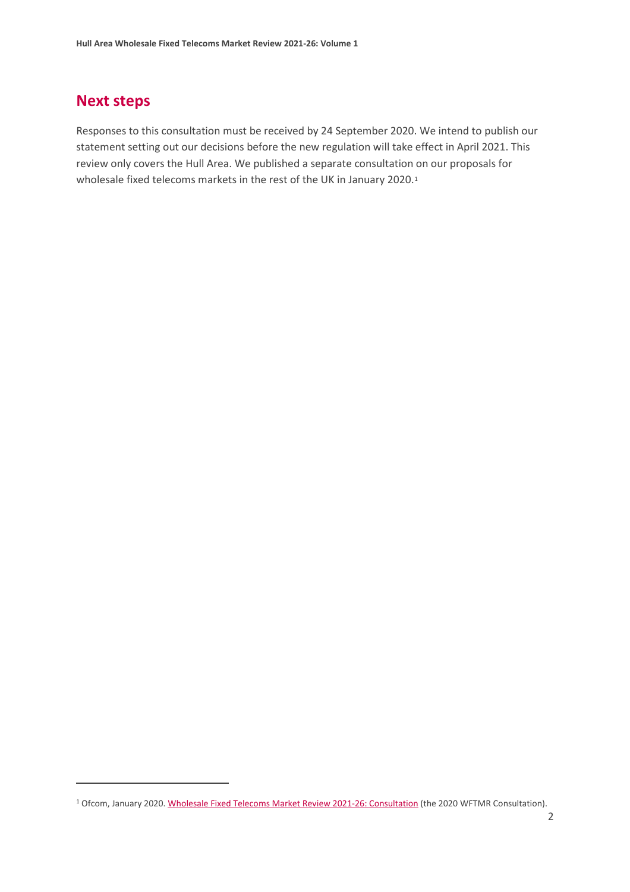## Next steps

Responses to this consultation must be received by 24 September 2020. We intend to publish our statement setting out our decisions before the new regulation will take effect in April 2021. This review only covers the Hull Area. We published a separate consultation on our proposals for wholesale fixed telecoms markets in the rest of the UK in January 2020.[1]

[1] Ofcom, January 2020. Wholesale Fixed Telecoms Market Review 2021-26: Consultation (the 2020 WFTMR Consultation).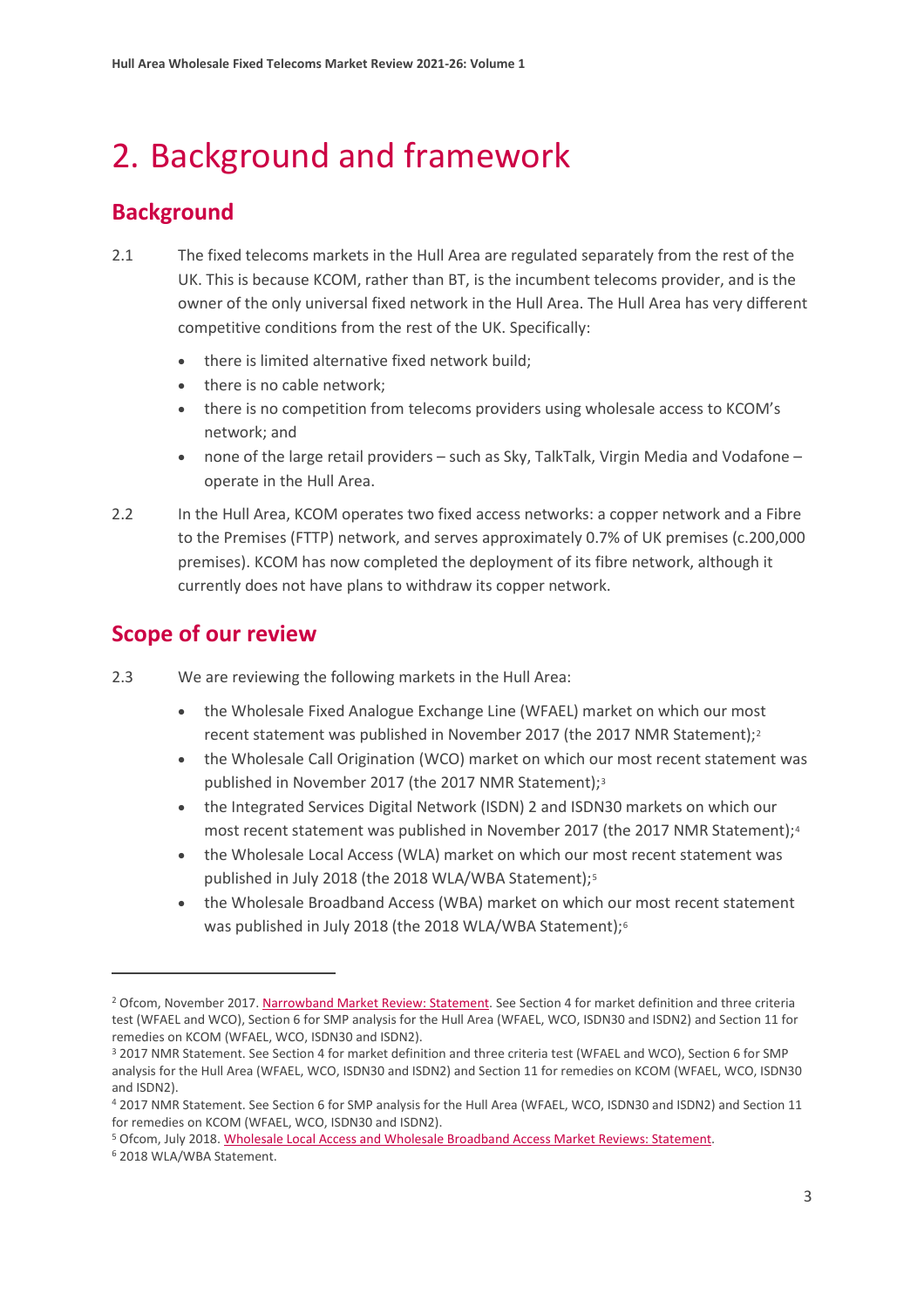# 2. Background and framework

## Background

2.1 The fixed telecoms markets in the Hull Area are regulated separately from the rest of the UK. This is because KCOM, rather than BT, is the incumbent telecoms provider, and is the owner of the only universal fixed network in the Hull Area. The Hull Area has very different competitive conditions from the rest of the UK. Specifically:

- there is limited alternative fixed network build;
- there is no cable network;
- there is no competition from telecoms providers using wholesale access to KCOM's network; and
- none of the large retail providers – such as Sky, TalkTalk, Virgin Media and Vodafone – operate in the Hull Area.

2.2 In the Hull Area, KCOM operates two fixed access networks: a copper network and a Fibre to the Premises (FTTP) network, and serves approximately 0.7% of UK premises (c.200,000 premises). KCOM has now completed the deployment of its fibre network, although it currently does not have plans to withdraw its copper network.

## Scope of our review

2.3 We are reviewing the following markets in the Hull Area:

- the Wholesale Fixed Analogue Exchange Line (WFAEL) market on which our most recent statement was published in November 2017 (the 2017 NMR Statement);[2]
- the Wholesale Call Origination (WCO) market on which our most recent statement was published in November 2017 (the 2017 NMR Statement);[3]
- the Integrated Services Digital Network (ISDN) 2 and ISDN30 markets on which our most recent statement was published in November 2017 (the 2017 NMR Statement);[4]
- the Wholesale Local Access (WLA) market on which our most recent statement was published in July 2018 (the 2018 WLA/WBA Statement);[5]
- the Wholesale Broadband Access (WBA) market on which our most recent statement was published in July 2018 (the 2018 WLA/WBA Statement);[6]

---

[2] Ofcom, November 2017. Narrowband Market Review: Statement. See Section 4 for market definition and three criteria test (WFAEL and WCO), Section 6 for SMP analysis for the Hull Area (WFAEL, WCO, ISDN30 and ISDN2) and Section 11 for remedies on KCOM (WFAEL, WCO, ISDN30 and ISDN2).

[3] 2017 NMR Statement. See Section 4 for market definition and three criteria test (WFAEL and WCO), Section 6 for SMP analysis for the Hull Area (WFAEL, WCO, ISDN30 and ISDN2) and Section 11 for remedies on KCOM (WFAEL, WCO, ISDN30 and ISDN2).

[4] 2017 NMR Statement. See Section 6 for SMP analysis for the Hull Area (WFAEL, WCO, ISDN30 and ISDN2) and Section 11 for remedies on KCOM (WFAEL, WCO, ISDN30 and ISDN2).

[5] Ofcom, July 2018. Wholesale Local Access and Wholesale Broadband Access Market Reviews: Statement.

[6] 2018 WLA/WBA Statement.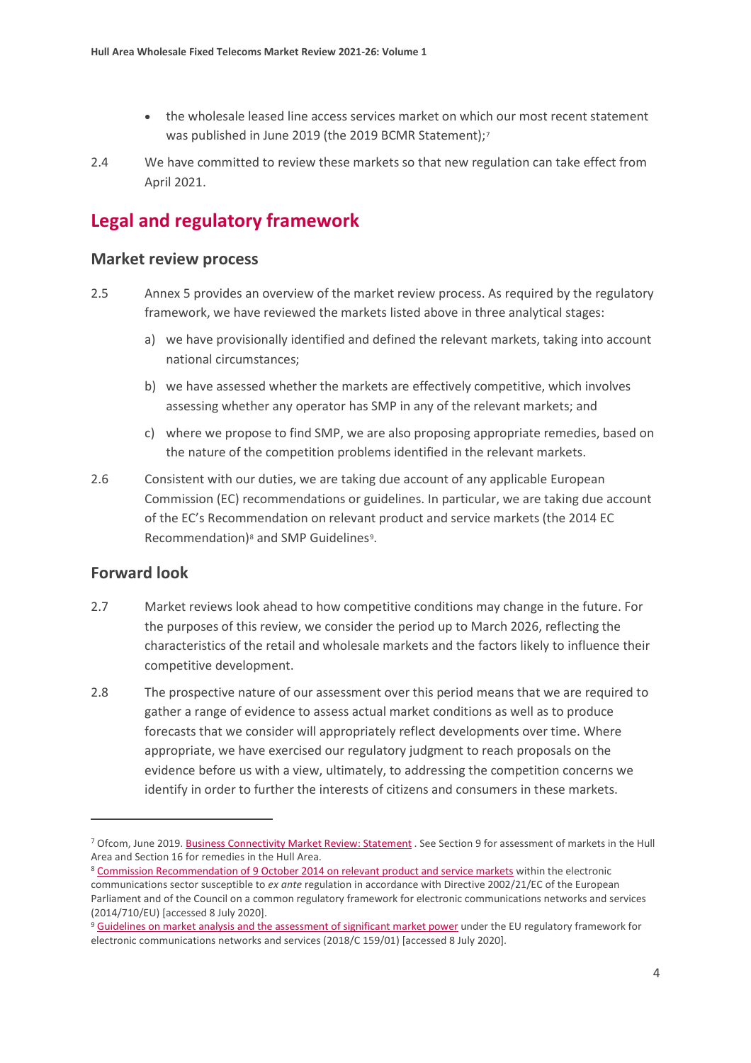- the wholesale leased line access services market on which our most recent statement was published in June 2019 (the 2019 BCMR Statement);[7]

2.4 We have committed to review these markets so that new regulation can take effect from April 2021.

## Legal and regulatory framework

### Market review process

2.5 Annex 5 provides an overview of the market review process. As required by the regulatory framework, we have reviewed the markets listed above in three analytical stages:

a) we have provisionally identified and defined the relevant markets, taking into account national circumstances;

b) we have assessed whether the markets are effectively competitive, which involves assessing whether any operator has SMP in any of the relevant markets; and

c) where we propose to find SMP, we are also proposing appropriate remedies, based on the nature of the competition problems identified in the relevant markets.

2.6 Consistent with our duties, we are taking due account of any applicable European Commission (EC) recommendations or guidelines. In particular, we are taking due account of the EC's Recommendation on relevant product and service markets (the 2014 EC Recommendation)[8] and SMP Guidelines[9].

### Forward look

2.7 Market reviews look ahead to how competitive conditions may change in the future. For the purposes of this review, we consider the period up to March 2026, reflecting the characteristics of the retail and wholesale markets and the factors likely to influence their competitive development.

2.8 The prospective nature of our assessment over this period means that we are required to gather a range of evidence to assess actual market conditions as well as to produce forecasts that we consider will appropriately reflect developments over time. Where appropriate, we have exercised our regulatory judgment to reach proposals on the evidence before us with a view, ultimately, to addressing the competition concerns we identify in order to further the interests of citizens and consumers in these markets.

---

[7] Ofcom, June 2019. Business Connectivity Market Review: Statement . See Section 9 for assessment of markets in the Hull Area and Section 16 for remedies in the Hull Area.

[8] Commission Recommendation of 9 October 2014 on relevant product and service markets within the electronic communications sector susceptible to *ex ante* regulation in accordance with Directive 2002/21/EC of the European Parliament and of the Council on a common regulatory framework for electronic communications networks and services (2014/710/EU) [accessed 8 July 2020].

[9] Guidelines on market analysis and the assessment of significant market power under the EU regulatory framework for electronic communications networks and services (2018/C 159/01) [accessed 8 July 2020].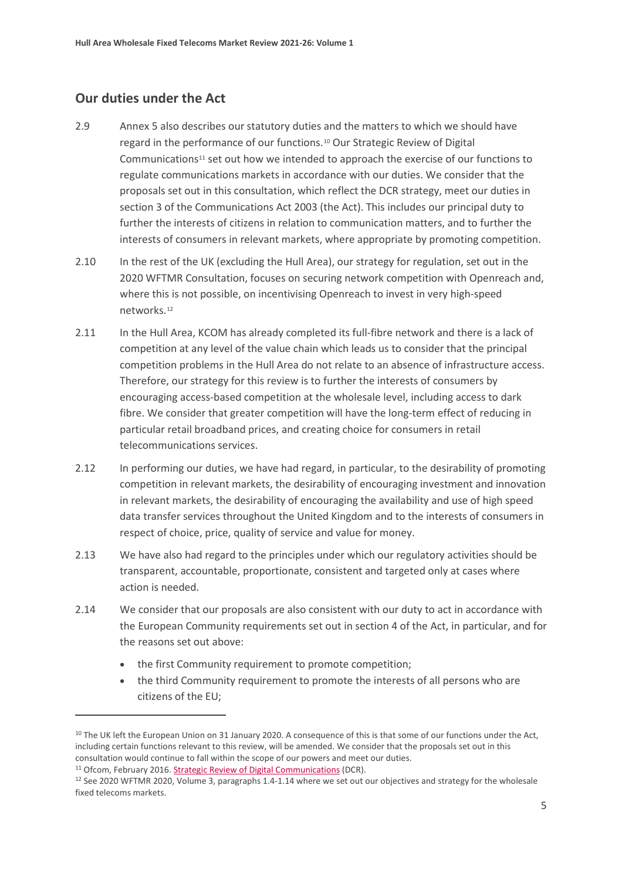## Our duties under the Act

2.9 Annex 5 also describes our statutory duties and the matters to which we should have regard in the performance of our functions.[10] Our Strategic Review of Digital Communications[11] set out how we intended to approach the exercise of our functions to regulate communications markets in accordance with our duties. We consider that the proposals set out in this consultation, which reflect the DCR strategy, meet our duties in section 3 of the Communications Act 2003 (the Act). This includes our principal duty to further the interests of citizens in relation to communication matters, and to further the interests of consumers in relevant markets, where appropriate by promoting competition.

2.10 In the rest of the UK (excluding the Hull Area), our strategy for regulation, set out in the 2020 WFTMR Consultation, focuses on securing network competition with Openreach and, where this is not possible, on incentivising Openreach to invest in very high-speed networks.[12]

2.11 In the Hull Area, KCOM has already completed its full-fibre network and there is a lack of competition at any level of the value chain which leads us to consider that the principal competition problems in the Hull Area do not relate to an absence of infrastructure access. Therefore, our strategy for this review is to further the interests of consumers by encouraging access-based competition at the wholesale level, including access to dark fibre. We consider that greater competition will have the long-term effect of reducing in particular retail broadband prices, and creating choice for consumers in retail telecommunications services.

2.12 In performing our duties, we have had regard, in particular, to the desirability of promoting competition in relevant markets, the desirability of encouraging investment and innovation in relevant markets, the desirability of encouraging the availability and use of high speed data transfer services throughout the United Kingdom and to the interests of consumers in respect of choice, price, quality of service and value for money.

2.13 We have also had regard to the principles under which our regulatory activities should be transparent, accountable, proportionate, consistent and targeted only at cases where action is needed.

2.14 We consider that our proposals are also consistent with our duty to act in accordance with the European Community requirements set out in section 4 of the Act, in particular, and for the reasons set out above:

- the first Community requirement to promote competition;
- the third Community requirement to promote the interests of all persons who are citizens of the EU;

---

[10] The UK left the European Union on 31 January 2020. A consequence of this is that some of our functions under the Act, including certain functions relevant to this review, will be amended. We consider that the proposals set out in this consultation would continue to fall within the scope of our powers and meet our duties.

[11] Ofcom, February 2016. Strategic Review of Digital Communications (DCR).

[12] See 2020 WFTMR 2020, Volume 3, paragraphs 1.4-1.14 where we set out our objectives and strategy for the wholesale fixed telecoms markets.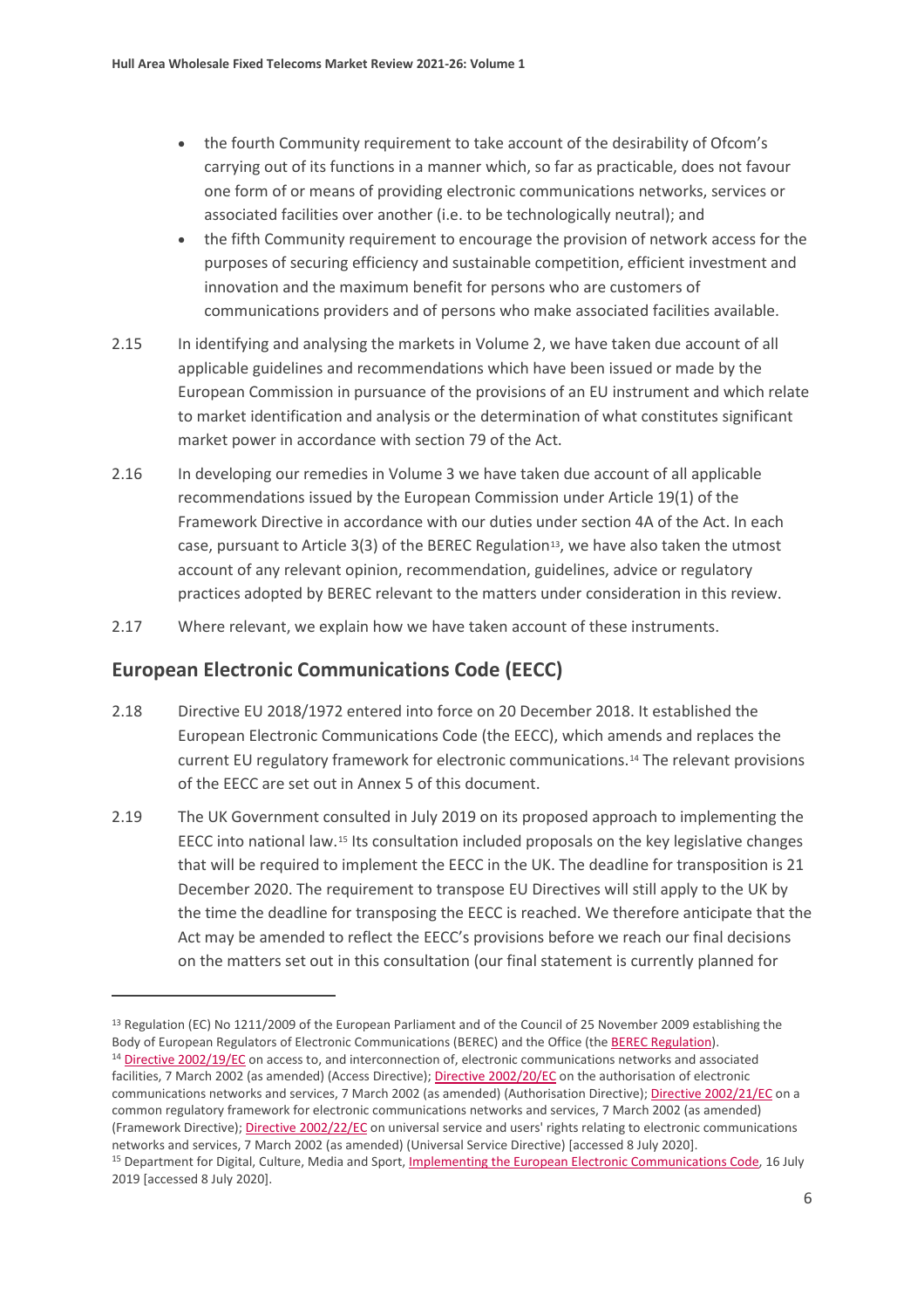- the fourth Community requirement to take account of the desirability of Ofcom's carrying out of its functions in a manner which, so far as practicable, does not favour one form of or means of providing electronic communications networks, services or associated facilities over another (i.e. to be technologically neutral); and
- the fifth Community requirement to encourage the provision of network access for the purposes of securing efficiency and sustainable competition, efficient investment and innovation and the maximum benefit for persons who are customers of communications providers and of persons who make associated facilities available.

2.15 In identifying and analysing the markets in Volume 2, we have taken due account of all applicable guidelines and recommendations which have been issued or made by the European Commission in pursuance of the provisions of an EU instrument and which relate to market identification and analysis or the determination of what constitutes significant market power in accordance with section 79 of the Act.

2.16 In developing our remedies in Volume 3 we have taken due account of all applicable recommendations issued by the European Commission under Article 19(1) of the Framework Directive in accordance with our duties under section 4A of the Act. In each case, pursuant to Article 3(3) of the BEREC Regulation[13], we have also taken the utmost account of any relevant opinion, recommendation, guidelines, advice or regulatory practices adopted by BEREC relevant to the matters under consideration in this review.

2.17 Where relevant, we explain how we have taken account of these instruments.

## European Electronic Communications Code (EECC)

2.18 Directive EU 2018/1972 entered into force on 20 December 2018. It established the European Electronic Communications Code (the EECC), which amends and replaces the current EU regulatory framework for electronic communications.[14] The relevant provisions of the EECC are set out in Annex 5 of this document.

2.19 The UK Government consulted in July 2019 on its proposed approach to implementing the EECC into national law.[15] Its consultation included proposals on the key legislative changes that will be required to implement the EECC in the UK. The deadline for transposition is 21 December 2020. The requirement to transpose EU Directives will still apply to the UK by the time the deadline for transposing the EECC is reached. We therefore anticipate that the Act may be amended to reflect the EECC's provisions before we reach our final decisions on the matters set out in this consultation (our final statement is currently planned for

---

[13] Regulation (EC) No 1211/2009 of the European Parliament and of the Council of 25 November 2009 establishing the Body of European Regulators of Electronic Communications (BEREC) and the Office (the BEREC Regulation).

[14] Directive 2002/19/EC on access to, and interconnection of, electronic communications networks and associated facilities, 7 March 2002 (as amended) (Access Directive); Directive 2002/20/EC on the authorisation of electronic communications networks and services, 7 March 2002 (as amended) (Authorisation Directive); Directive 2002/21/EC on a common regulatory framework for electronic communications networks and services, 7 March 2002 (as amended) (Framework Directive); Directive 2002/22/EC on universal service and users' rights relating to electronic communications networks and services, 7 March 2002 (as amended) (Universal Service Directive) [accessed 8 July 2020].

[15] Department for Digital, Culture, Media and Sport, Implementing the European Electronic Communications Code, 16 July 2019 [accessed 8 July 2020].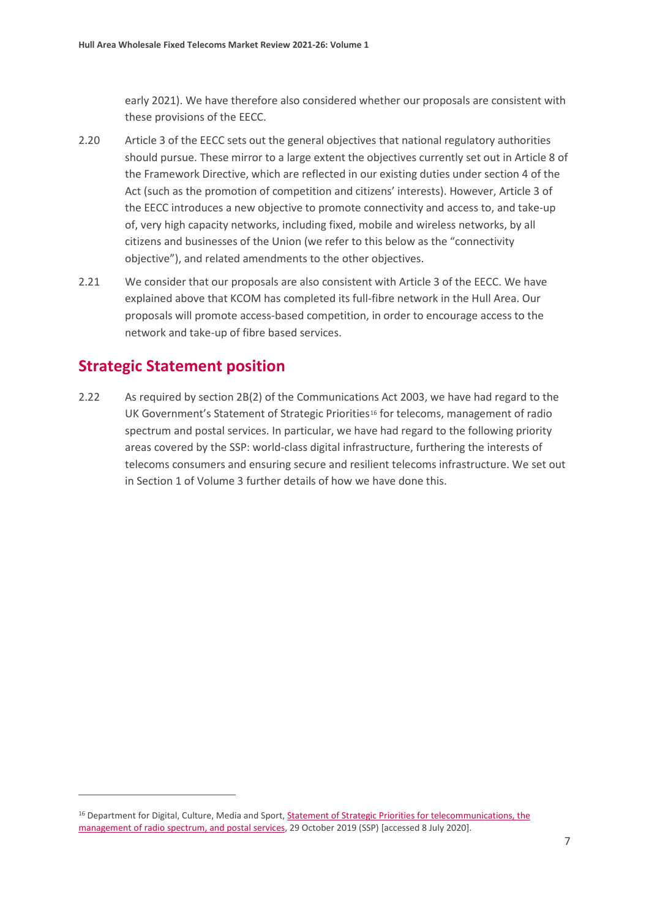early 2021). We have therefore also considered whether our proposals are consistent with these provisions of the EECC.

2.20 Article 3 of the EECC sets out the general objectives that national regulatory authorities should pursue. These mirror to a large extent the objectives currently set out in Article 8 of the Framework Directive, which are reflected in our existing duties under section 4 of the Act (such as the promotion of competition and citizens' interests). However, Article 3 of the EECC introduces a new objective to promote connectivity and access to, and take-up of, very high capacity networks, including fixed, mobile and wireless networks, by all citizens and businesses of the Union (we refer to this below as the "connectivity objective"), and related amendments to the other objectives.

2.21 We consider that our proposals are also consistent with Article 3 of the EECC. We have explained above that KCOM has completed its full-fibre network in the Hull Area. Our proposals will promote access-based competition, in order to encourage access to the network and take-up of fibre based services.

## Strategic Statement position

2.22 As required by section 2B(2) of the Communications Act 2003, we have had regard to the UK Government's Statement of Strategic Priorities[16] for telecoms, management of radio spectrum and postal services. In particular, we have had regard to the following priority areas covered by the SSP: world-class digital infrastructure, furthering the interests of telecoms consumers and ensuring secure and resilient telecoms infrastructure. We set out in Section 1 of Volume 3 further details of how we have done this.

[16] Department for Digital, Culture, Media and Sport, Statement of Strategic Priorities for telecommunications, the management of radio spectrum, and postal services, 29 October 2019 (SSP) [accessed 8 July 2020].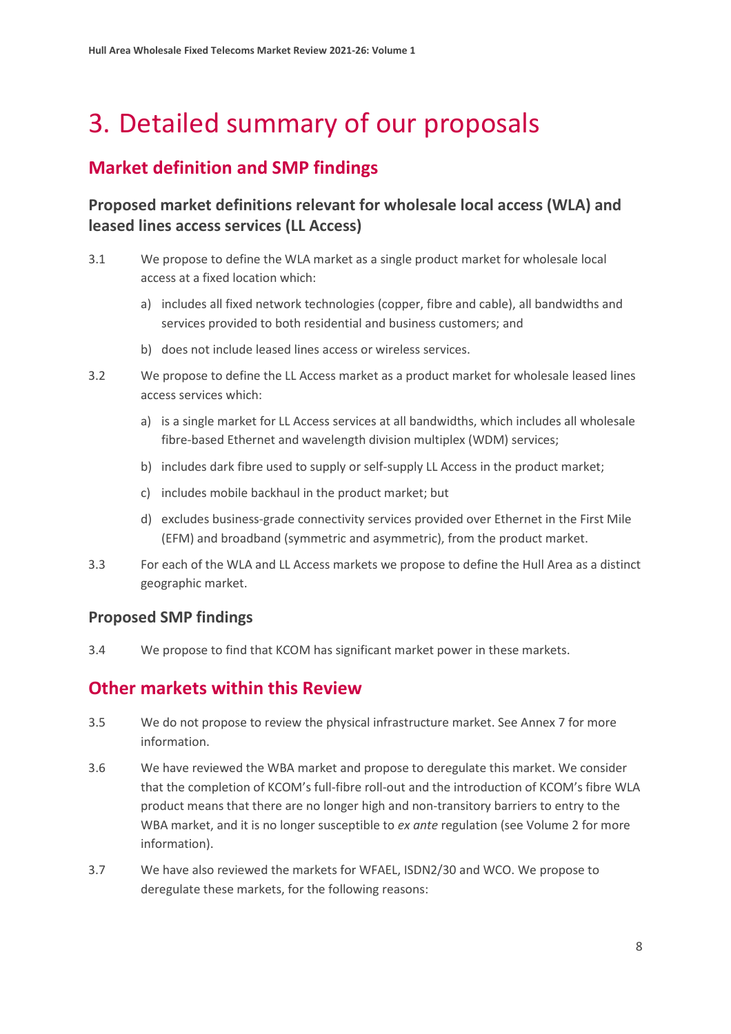# 3. Detailed summary of our proposals

## Market definition and SMP findings

### Proposed market definitions relevant for wholesale local access (WLA) and leased lines access services (LL Access)

3.1 We propose to define the WLA market as a single product market for wholesale local access at a fixed location which:

a) includes all fixed network technologies (copper, fibre and cable), all bandwidths and services provided to both residential and business customers; and

b) does not include leased lines access or wireless services.

3.2 We propose to define the LL Access market as a product market for wholesale leased lines access services which:

a) is a single market for LL Access services at all bandwidths, which includes all wholesale fibre-based Ethernet and wavelength division multiplex (WDM) services;

b) includes dark fibre used to supply or self-supply LL Access in the product market;

c) includes mobile backhaul in the product market; but

d) excludes business-grade connectivity services provided over Ethernet in the First Mile (EFM) and broadband (symmetric and asymmetric), from the product market.

3.3 For each of the WLA and LL Access markets we propose to define the Hull Area as a distinct geographic market.

### Proposed SMP findings

3.4 We propose to find that KCOM has significant market power in these markets.

## Other markets within this Review

3.5 We do not propose to review the physical infrastructure market. See Annex 7 for more information.

3.6 We have reviewed the WBA market and propose to deregulate this market. We consider that the completion of KCOM's full-fibre roll-out and the introduction of KCOM's fibre WLA product means that there are no longer high and non-transitory barriers to entry to the WBA market, and it is no longer susceptible to *ex ante* regulation (see Volume 2 for more information).

3.7 We have also reviewed the markets for WFAEL, ISDN2/30 and WCO. We propose to deregulate these markets, for the following reasons: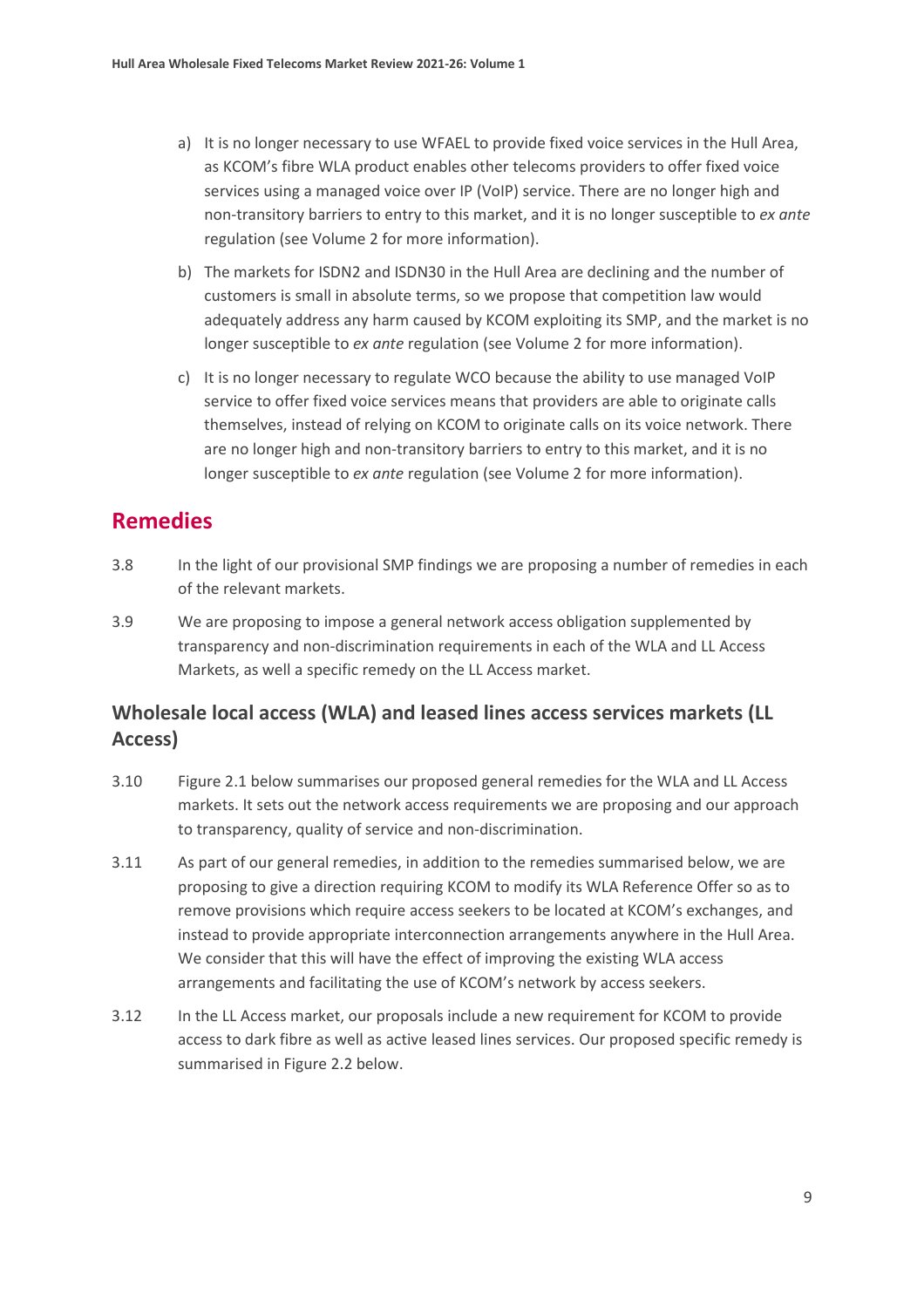a) It is no longer necessary to use WFAEL to provide fixed voice services in the Hull Area, as KCOM's fibre WLA product enables other telecoms providers to offer fixed voice services using a managed voice over IP (VoIP) service. There are no longer high and non-transitory barriers to entry to this market, and it is no longer susceptible to *ex ante* regulation (see Volume 2 for more information).

b) The markets for ISDN2 and ISDN30 in the Hull Area are declining and the number of customers is small in absolute terms, so we propose that competition law would adequately address any harm caused by KCOM exploiting its SMP, and the market is no longer susceptible to *ex ante* regulation (see Volume 2 for more information).

c) It is no longer necessary to regulate WCO because the ability to use managed VoIP service to offer fixed voice services means that providers are able to originate calls themselves, instead of relying on KCOM to originate calls on its voice network. There are no longer high and non-transitory barriers to entry to this market, and it is no longer susceptible to *ex ante* regulation (see Volume 2 for more information).

## Remedies

3.8 In the light of our provisional SMP findings we are proposing a number of remedies in each of the relevant markets.

3.9 We are proposing to impose a general network access obligation supplemented by transparency and non-discrimination requirements in each of the WLA and LL Access Markets, as well a specific remedy on the LL Access market.

### Wholesale local access (WLA) and leased lines access services markets (LL Access)

3.10 Figure 2.1 below summarises our proposed general remedies for the WLA and LL Access markets. It sets out the network access requirements we are proposing and our approach to transparency, quality of service and non-discrimination.

3.11 As part of our general remedies, in addition to the remedies summarised below, we are proposing to give a direction requiring KCOM to modify its WLA Reference Offer so as to remove provisions which require access seekers to be located at KCOM's exchanges, and instead to provide appropriate interconnection arrangements anywhere in the Hull Area. We consider that this will have the effect of improving the existing WLA access arrangements and facilitating the use of KCOM's network by access seekers.

3.12 In the LL Access market, our proposals include a new requirement for KCOM to provide access to dark fibre as well as active leased lines services. Our proposed specific remedy is summarised in Figure 2.2 below.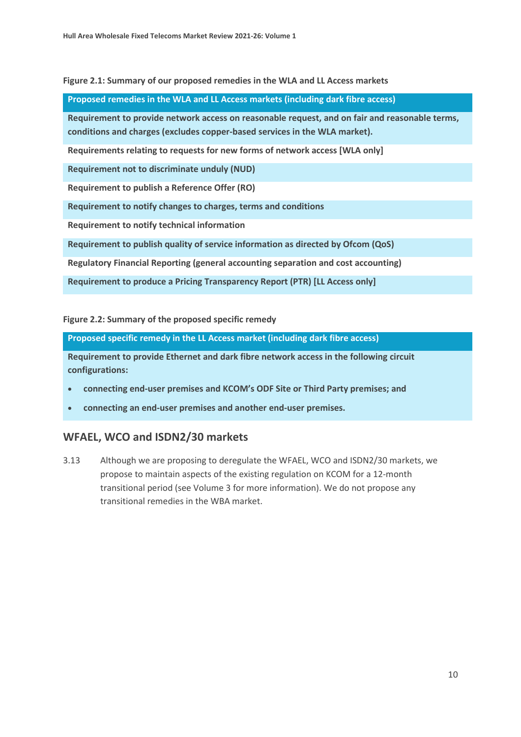**Figure 2.1: Summary of our proposed remedies in the WLA and LL Access markets**

| Proposed remedies in the WLA and LL Access markets (including dark fibre access) |
| --- |
| Requirement to provide network access on reasonable request, and on fair and reasonable terms, conditions and charges (excludes copper-based services in the WLA market). |
| Requirements relating to requests for new forms of network access [WLA only] |
| Requirement not to discriminate unduly (NUD) |
| Requirement to publish a Reference Offer (RO) |
| Requirement to notify changes to charges, terms and conditions |
| Requirement to notify technical information |
| Requirement to publish quality of service information as directed by Ofcom (QoS) |
| Regulatory Financial Reporting (general accounting separation and cost accounting) |
| Requirement to produce a Pricing Transparency Report (PTR) [LL Access only] |

**Figure 2.2: Summary of the proposed specific remedy**

| Proposed specific remedy in the LL Access market (including dark fibre access) |
| --- |
| Requirement to provide Ethernet and dark fibre network access in the following circuit configurations:<br>• connecting end-user premises and KCOM's ODF Site or Third Party premises; and<br>• connecting an end-user premises and another end-user premises. |

## WFAEL, WCO and ISDN2/30 markets

3.13 Although we are proposing to deregulate the WFAEL, WCO and ISDN2/30 markets, we propose to maintain aspects of the existing regulation on KCOM for a 12-month transitional period (see Volume 3 for more information). We do not propose any transitional remedies in the WBA market.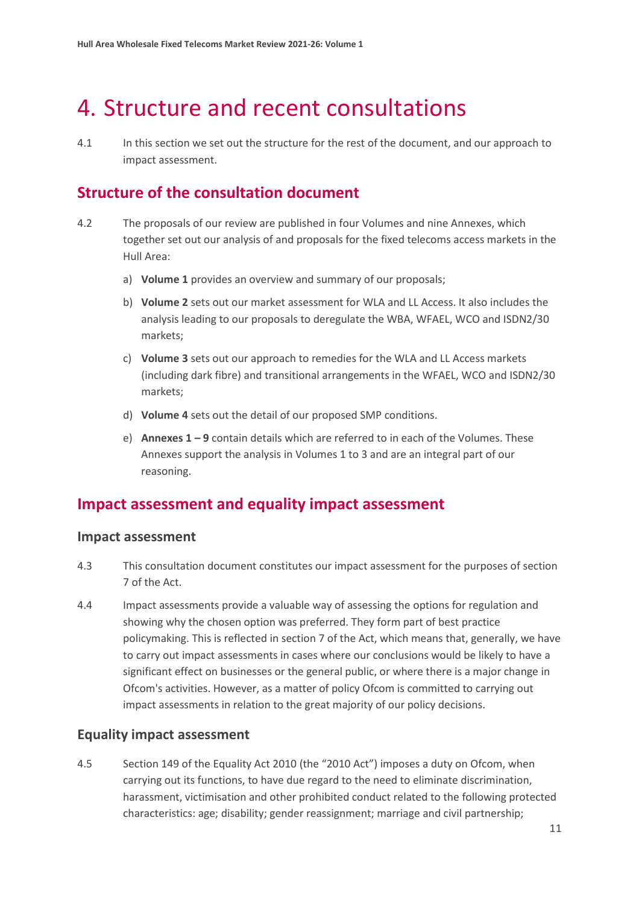# 4. Structure and recent consultations

4.1 In this section we set out the structure for the rest of the document, and our approach to impact assessment.

## Structure of the consultation document

4.2 The proposals of our review are published in four Volumes and nine Annexes, which together set out our analysis of and proposals for the fixed telecoms access markets in the Hull Area:

a) **Volume 1** provides an overview and summary of our proposals;

b) **Volume 2** sets out our market assessment for WLA and LL Access. It also includes the analysis leading to our proposals to deregulate the WBA, WFAEL, WCO and ISDN2/30 markets;

c) **Volume 3** sets out our approach to remedies for the WLA and LL Access markets (including dark fibre) and transitional arrangements in the WFAEL, WCO and ISDN2/30 markets;

d) **Volume 4** sets out the detail of our proposed SMP conditions.

e) **Annexes 1 – 9** contain details which are referred to in each of the Volumes. These Annexes support the analysis in Volumes 1 to 3 and are an integral part of our reasoning.

## Impact assessment and equality impact assessment

### Impact assessment

4.3 This consultation document constitutes our impact assessment for the purposes of section 7 of the Act.

4.4 Impact assessments provide a valuable way of assessing the options for regulation and showing why the chosen option was preferred. They form part of best practice policymaking. This is reflected in section 7 of the Act, which means that, generally, we have to carry out impact assessments in cases where our conclusions would be likely to have a significant effect on businesses or the general public, or where there is a major change in Ofcom's activities. However, as a matter of policy Ofcom is committed to carrying out impact assessments in relation to the great majority of our policy decisions.

### Equality impact assessment

4.5 Section 149 of the Equality Act 2010 (the "2010 Act") imposes a duty on Ofcom, when carrying out its functions, to have due regard to the need to eliminate discrimination, harassment, victimisation and other prohibited conduct related to the following protected characteristics: age; disability; gender reassignment; marriage and civil partnership;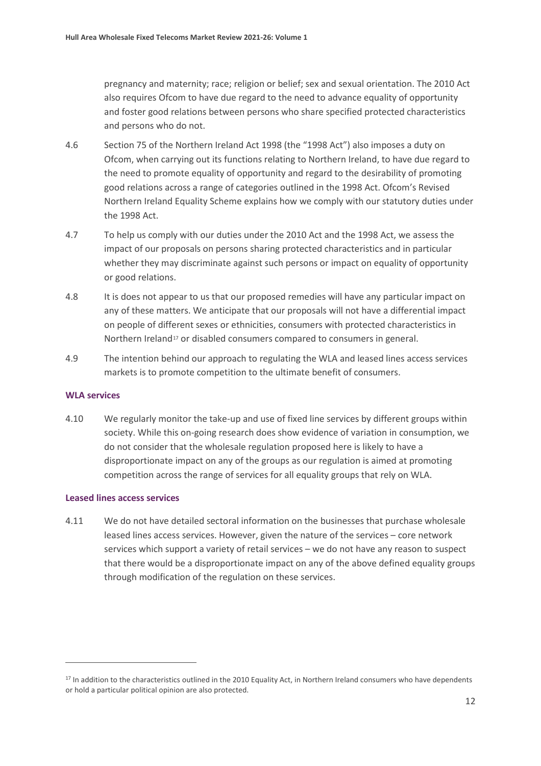pregnancy and maternity; race; religion or belief; sex and sexual orientation. The 2010 Act also requires Ofcom to have due regard to the need to advance equality of opportunity and foster good relations between persons who share specified protected characteristics and persons who do not.

4.6 Section 75 of the Northern Ireland Act 1998 (the "1998 Act") also imposes a duty on Ofcom, when carrying out its functions relating to Northern Ireland, to have due regard to the need to promote equality of opportunity and regard to the desirability of promoting good relations across a range of categories outlined in the 1998 Act. Ofcom's Revised Northern Ireland Equality Scheme explains how we comply with our statutory duties under the 1998 Act.

4.7 To help us comply with our duties under the 2010 Act and the 1998 Act, we assess the impact of our proposals on persons sharing protected characteristics and in particular whether they may discriminate against such persons or impact on equality of opportunity or good relations.

4.8 It is does not appear to us that our proposed remedies will have any particular impact on any of these matters. We anticipate that our proposals will not have a differential impact on people of different sexes or ethnicities, consumers with protected characteristics in Northern Ireland[17] or disabled consumers compared to consumers in general.

4.9 The intention behind our approach to regulating the WLA and leased lines access services markets is to promote competition to the ultimate benefit of consumers.

### WLA services

4.10 We regularly monitor the take-up and use of fixed line services by different groups within society. While this on-going research does show evidence of variation in consumption, we do not consider that the wholesale regulation proposed here is likely to have a disproportionate impact on any of the groups as our regulation is aimed at promoting competition across the range of services for all equality groups that rely on WLA.

### Leased lines access services

4.11 We do not have detailed sectoral information on the businesses that purchase wholesale leased lines access services. However, given the nature of the services – core network services which support a variety of retail services – we do not have any reason to suspect that there would be a disproportionate impact on any of the above defined equality groups through modification of the regulation on these services.

[17] In addition to the characteristics outlined in the 2010 Equality Act, in Northern Ireland consumers who have dependents or hold a particular political opinion are also protected.